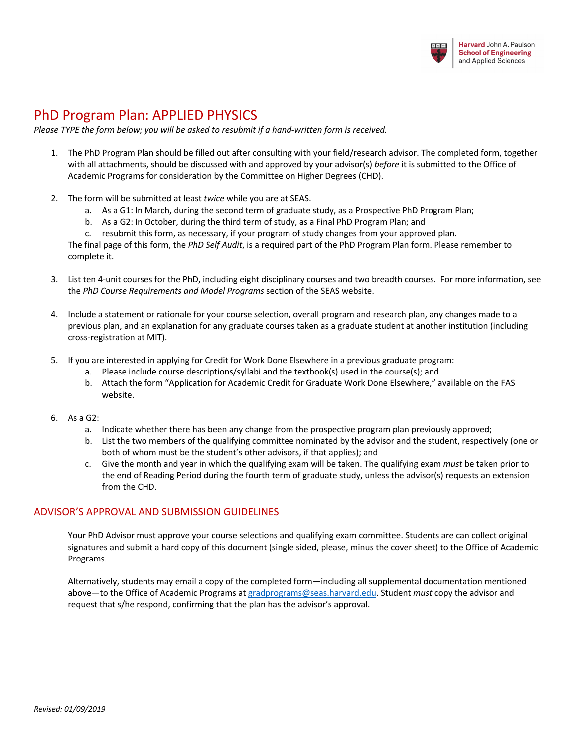# PhD Program Plan: APPLIED PHYSICS

*Please TYPE the form below; you will be asked to resubmit if a hand-written form is received.*

1. The PhD Program Plan should be filled out after consulting with your field/research advisor. The completed form, together with all attachments, should be discussed with and approved by your advisor(s) *before* it is submitted to the Office of Academic Programs for consideration by the Committee on Higher Degrees (CHD).

2. The form will be submitted at least *twice* while you are at SEAS.
   a. As a G1: In March, during the second term of graduate study, as a Prospective PhD Program Plan;
   b. As a G2: In October, during the third term of study, as a Final PhD Program Plan; and
   c. resubmit this form, as necessary, if your program of study changes from your approved plan.

   The final page of this form, the *PhD Self Audit*, is a required part of the PhD Program Plan form. Please remember to complete it.

3. List ten 4-unit courses for the PhD, including eight disciplinary courses and two breadth courses. For more information, see the *PhD Course Requirements and Model Programs* section of the SEAS website.

4. Include a statement or rationale for your course selection, overall program and research plan, any changes made to a previous plan, and an explanation for any graduate courses taken as a graduate student at another institution (including cross-registration at MIT).

5. If you are interested in applying for Credit for Work Done Elsewhere in a previous graduate program:
   a. Please include course descriptions/syllabi and the textbook(s) used in the course(s); and
   b. Attach the form "Application for Academic Credit for Graduate Work Done Elsewhere," available on the FAS website.

6. As a G2:
   a. Indicate whether there has been any change from the prospective program plan previously approved;
   b. List the two members of the qualifying committee nominated by the advisor and the student, respectively (one or both of whom must be the student's other advisors, if that applies); and
   c. Give the month and year in which the qualifying exam will be taken. The qualifying exam *must* be taken prior to the end of Reading Period during the fourth term of graduate study, unless the advisor(s) requests an extension from the CHD.

## ADVISOR'S APPROVAL AND SUBMISSION GUIDELINES

Your PhD Advisor must approve your course selections and qualifying exam committee. Students are can collect original signatures and submit a hard copy of this document (single sided, please, minus the cover sheet) to the Office of Academic Programs.

Alternatively, students may email a copy of the completed form—including all supplemental documentation mentioned above—to the Office of Academic Programs at gradprograms@seas.harvard.edu. Student *must* copy the advisor and request that s/he respond, confirming that the plan has the advisor's approval.

*Revised: 01/09/2019*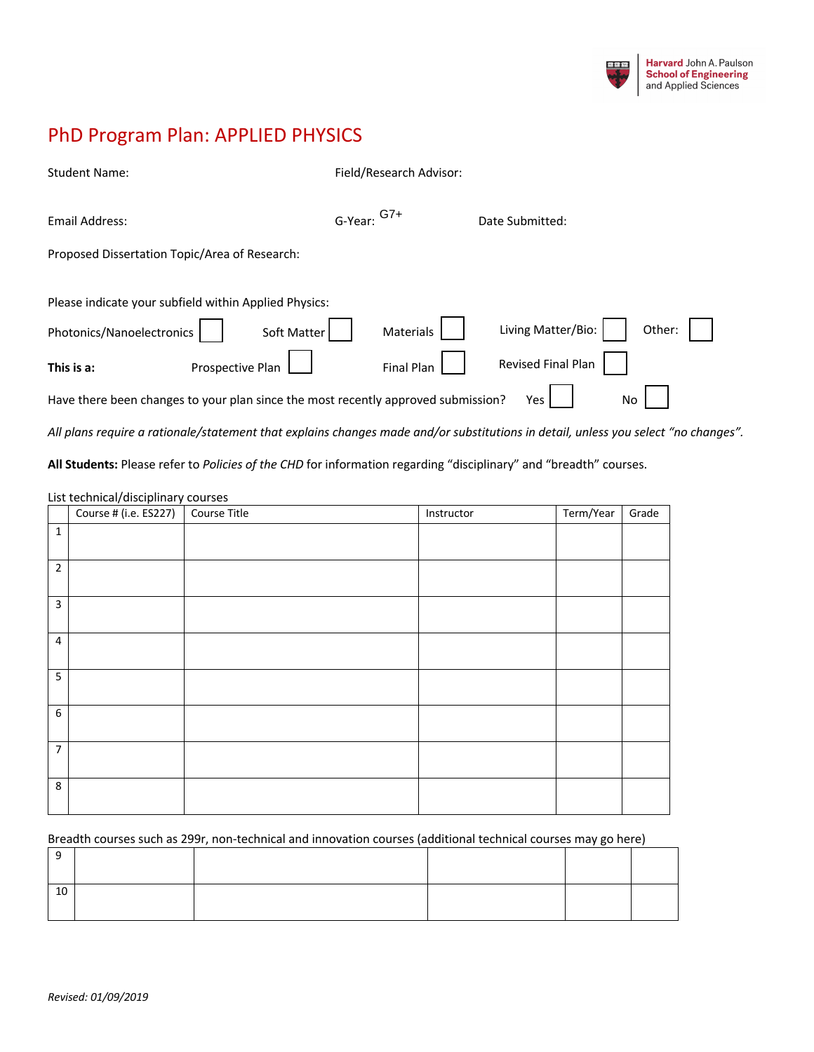Harvard John A. Paulson School of Engineering and Applied Sciences

# PhD Program Plan: APPLIED PHYSICS

Student Name: Field/Research Advisor:

Email Address: G-Year: G7+ Date Submitted:

Proposed Dissertation Topic/Area of Research:

Please indicate your subfield within Applied Physics:

Photonics/Nanoelectronics ☐ Soft Matter ☐ Materials ☐ Living Matter/Bio: ☐ Other: ☐

**This is a:** Prospective Plan ☐ Final Plan ☐ Revised Final Plan ☐

Have there been changes to your plan since the most recently approved submission? Yes ☐ No ☐

*All plans require a rationale/statement that explains changes made and/or substitutions in detail, unless you select "no changes".*

**All Students:** Please refer to *Policies of the CHD* for information regarding "disciplinary" and "breadth" courses.

List technical/disciplinary courses

| | Course # (i.e. ES227) | Course Title | Instructor | Term/Year | Grade |
|---|---|---|---|---|---|
| 1 | | | | | |
| 2 | | | | | |
| 3 | | | | | |
| 4 | | | | | |
| 5 | | | | | |
| 6 | | | | | |
| 7 | | | | | |
| 8 | | | | | |

Breadth courses such as 299r, non-technical and innovation courses (additional technical courses may go here)

| | | | | | |
|---|---|---|---|---|---|
| 9 | | | | | |
| 10 | | | | | |

*Revised: 01/09/2019*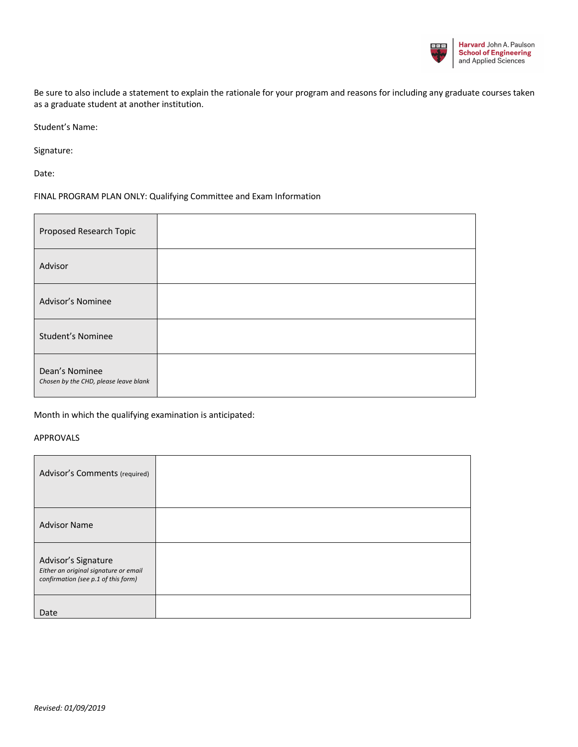Be sure to also include a statement to explain the rationale for your program and reasons for including any graduate courses taken as a graduate student at another institution.

Student's Name:

Signature:

Date:

FINAL PROGRAM PLAN ONLY: Qualifying Committee and Exam Information

| | |
|---|---|
| Proposed Research Topic | |
| Advisor | |
| Advisor's Nominee | |
| Student's Nominee | |
| Dean's Nominee *Chosen by the CHD, please leave blank* | |

Month in which the qualifying examination is anticipated:

APPROVALS

| | |
|---|---|
| Advisor's Comments (required) | |
| Advisor Name | |
| Advisor's Signature *Either an original signature or email confirmation (see p.1 of this form)* | |
| Date | |

*Revised: 01/09/2019*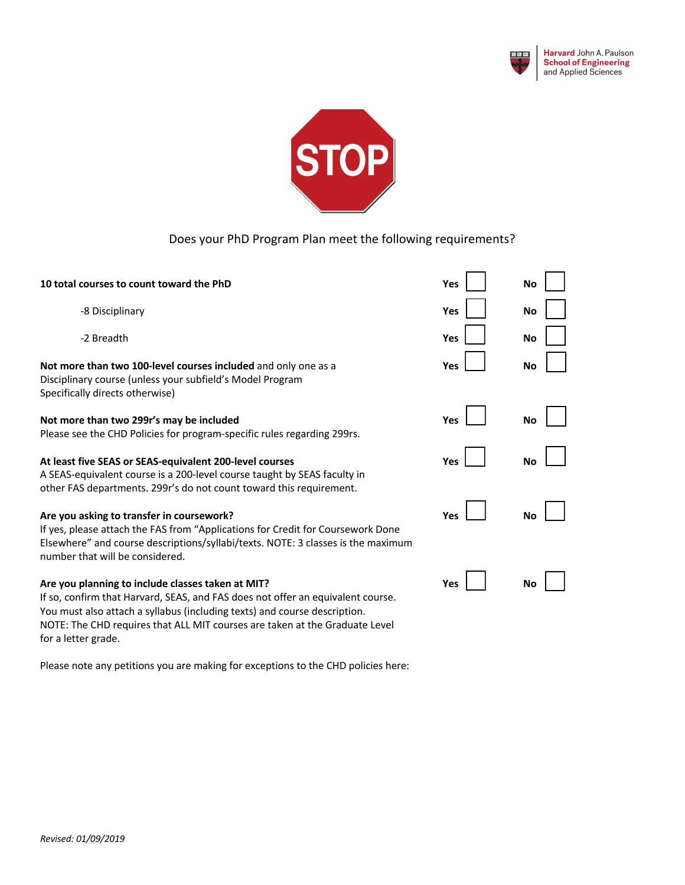STOP

Does your PhD Program Plan meet the following requirements?

| | | |
|---|---|---|
| **10 total courses to count toward the PhD** | Yes ☐ | No ☐ |
| -8 Disciplinary | Yes ☐ | No ☐ |
| -2 Breadth | Yes ☐ | No ☐ |
| **Not more than two 100-level courses included** and only one as a Disciplinary course (unless your subfield's Model Program Specifically directs otherwise) | Yes ☐ | No ☐ |
| **Not more than two 299r's may be included** Please see the CHD Policies for program-specific rules regarding 299rs. | Yes ☐ | No ☐ |
| **At least five SEAS or SEAS-equivalent 200-level courses** A SEAS-equivalent course is a 200-level course taught by SEAS faculty in other FAS departments. 299r's do not count toward this requirement. | Yes ☐ | No ☐ |
| **Are you asking to transfer in coursework?** If yes, please attach the FAS from "Applications for Credit for Coursework Done Elsewhere" and course descriptions/syllabi/texts. NOTE: 3 classes is the maximum number that will be considered. | Yes ☐ | No ☐ |
| **Are you planning to include classes taken at MIT?** If so, confirm that Harvard, SEAS, and FAS does not offer an equivalent course. You must also attach a syllabus (including texts) and course description. NOTE: The CHD requires that ALL MIT courses are taken at the Graduate Level for a letter grade. | Yes ☐ | No ☐ |

Please note any petitions you are making for exceptions to the CHD policies here:

*Revised: 01/09/2019*